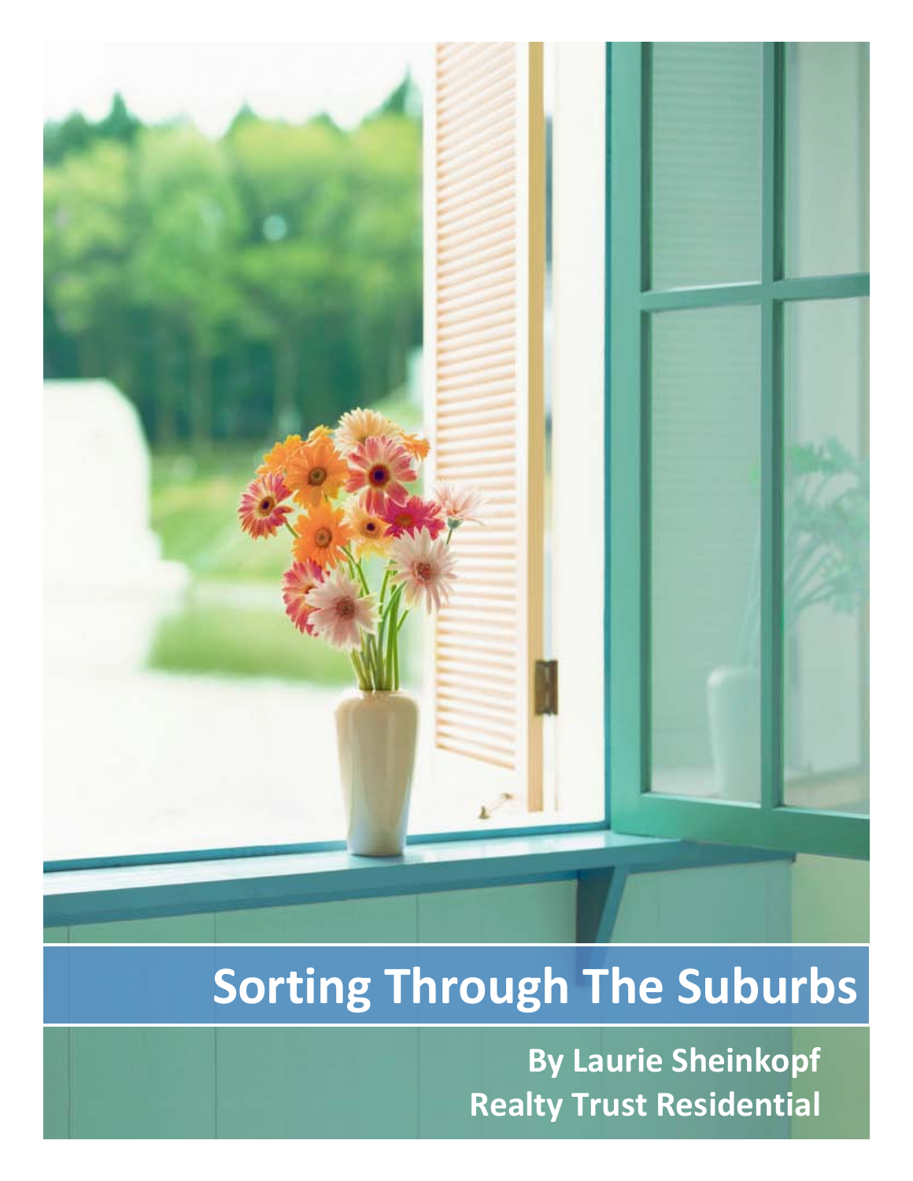# Sorting Through The Suburbs

**By Laurie Sheinkopf**
**Realty Trust Residential**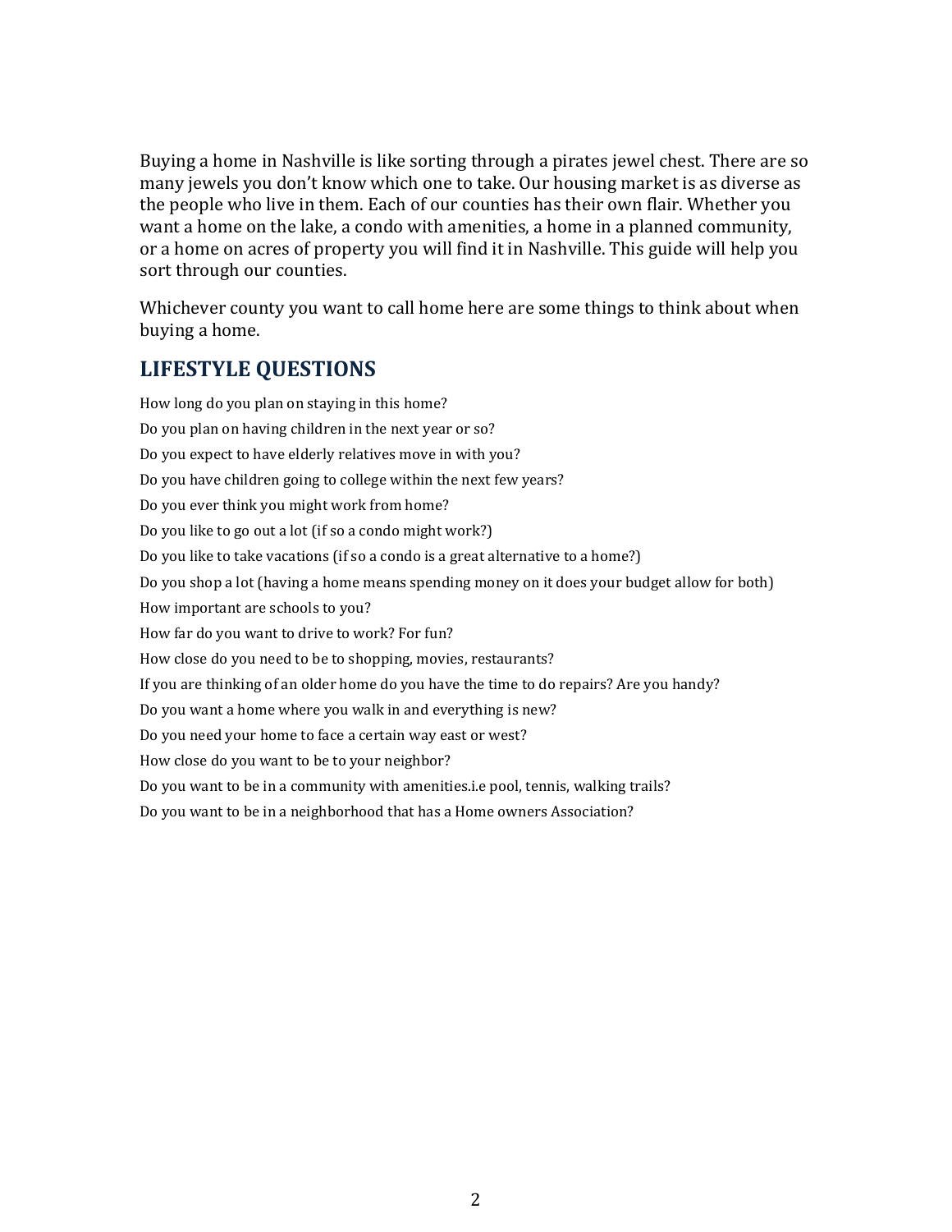Buying a home in Nashville is like sorting through a pirates jewel chest. There are so many jewels you don't know which one to take. Our housing market is as diverse as the people who live in them. Each of our counties has their own flair. Whether you want a home on the lake, a condo with amenities, a home in a planned community, or a home on acres of property you will find it in Nashville. This guide will help you sort through our counties.

Whichever county you want to call home here are some things to think about when buying a home.

## LIFESTYLE QUESTIONS

How long do you plan on staying in this home?

Do you plan on having children in the next year or so?

Do you expect to have elderly relatives move in with you?

Do you have children going to college within the next few years?

Do you ever think you might work from home?

Do you like to go out a lot (if so a condo might work?)

Do you like to take vacations (if so a condo is a great alternative to a home?)

Do you shop a lot (having a home means spending money on it does your budget allow for both)

How important are schools to you?

How far do you want to drive to work? For fun?

How close do you need to be to shopping, movies, restaurants?

If you are thinking of an older home do you have the time to do repairs? Are you handy?

Do you want a home where you walk in and everything is new?

Do you need your home to face a certain way east or west?

How close do you want to be to your neighbor?

Do you want to be in a community with amenities.i.e pool, tennis, walking trails?

Do you want to be in a neighborhood that has a Home owners Association?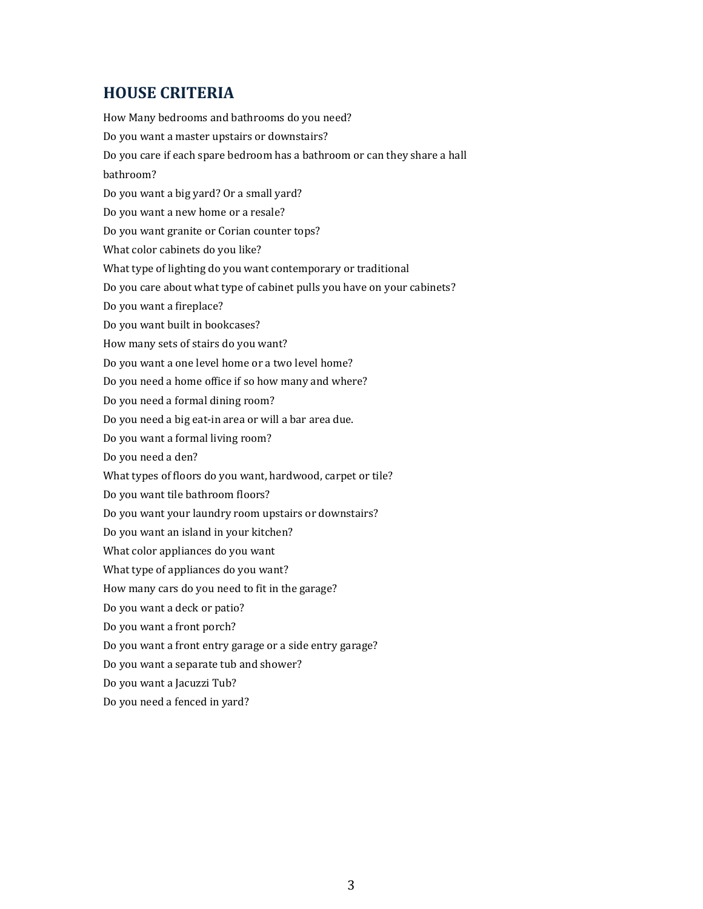## HOUSE CRITERIA

How Many bedrooms and bathrooms do you need?

Do you want a master upstairs or downstairs?

Do you care if each spare bedroom has a bathroom or can they share a hall bathroom?

Do you want a big yard? Or a small yard?

Do you want a new home or a resale?

Do you want granite or Corian counter tops?

What color cabinets do you like?

What type of lighting do you want contemporary or traditional

Do you care about what type of cabinet pulls you have on your cabinets?

Do you want a fireplace?

Do you want built in bookcases?

How many sets of stairs do you want?

Do you want a one level home or a two level home?

Do you need a home office if so how many and where?

Do you need a formal dining room?

Do you need a big eat-in area or will a bar area due.

Do you want a formal living room?

Do you need a den?

What types of floors do you want, hardwood, carpet or tile?

Do you want tile bathroom floors?

Do you want your laundry room upstairs or downstairs?

Do you want an island in your kitchen?

What color appliances do you want

What type of appliances do you want?

How many cars do you need to fit in the garage?

Do you want a deck or patio?

Do you want a front porch?

Do you want a front entry garage or a side entry garage?

Do you want a separate tub and shower?

Do you want a Jacuzzi Tub?

Do you need a fenced in yard?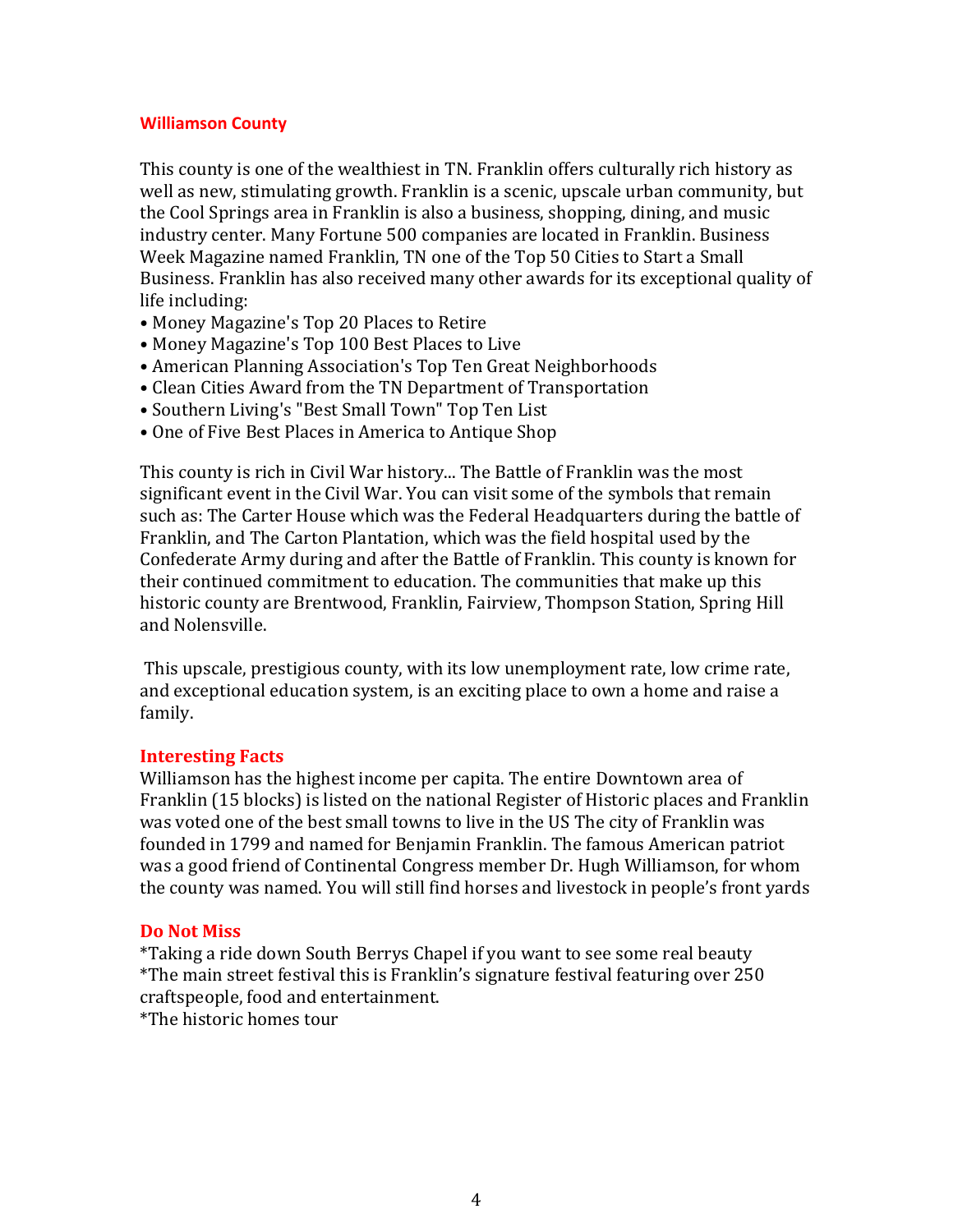## Williamson County

This county is one of the wealthiest in TN. Franklin offers culturally rich history as well as new, stimulating growth. Franklin is a scenic, upscale urban community, but the Cool Springs area in Franklin is also a business, shopping, dining, and music industry center. Many Fortune 500 companies are located in Franklin. Business Week Magazine named Franklin, TN one of the Top 50 Cities to Start a Small Business. Franklin has also received many other awards for its exceptional quality of life including:

- Money Magazine's Top 20 Places to Retire
- Money Magazine's Top 100 Best Places to Live
- American Planning Association's Top Ten Great Neighborhoods
- Clean Cities Award from the TN Department of Transportation
- Southern Living's "Best Small Town" Top Ten List
- One of Five Best Places in America to Antique Shop

This county is rich in Civil War history... The Battle of Franklin was the most significant event in the Civil War. You can visit some of the symbols that remain such as: The Carter House which was the Federal Headquarters during the battle of Franklin, and The Carton Plantation, which was the field hospital used by the Confederate Army during and after the Battle of Franklin. This county is known for their continued commitment to education. The communities that make up this historic county are Brentwood, Franklin, Fairview, Thompson Station, Spring Hill and Nolensville.

This upscale, prestigious county, with its low unemployment rate, low crime rate, and exceptional education system, is an exciting place to own a home and raise a family.

### Interesting Facts

Williamson has the highest income per capita. The entire Downtown area of Franklin (15 blocks) is listed on the national Register of Historic places and Franklin was voted one of the best small towns to live in the US The city of Franklin was founded in 1799 and named for Benjamin Franklin. The famous American patriot was a good friend of Continental Congress member Dr. Hugh Williamson, for whom the county was named. You will still find horses and livestock in people's front yards

### Do Not Miss

*Taking a ride down South Berrys Chapel if you want to see some real beauty
*The main street festival this is Franklin's signature festival featuring over 250 craftspeople, food and entertainment.
*The historic homes tour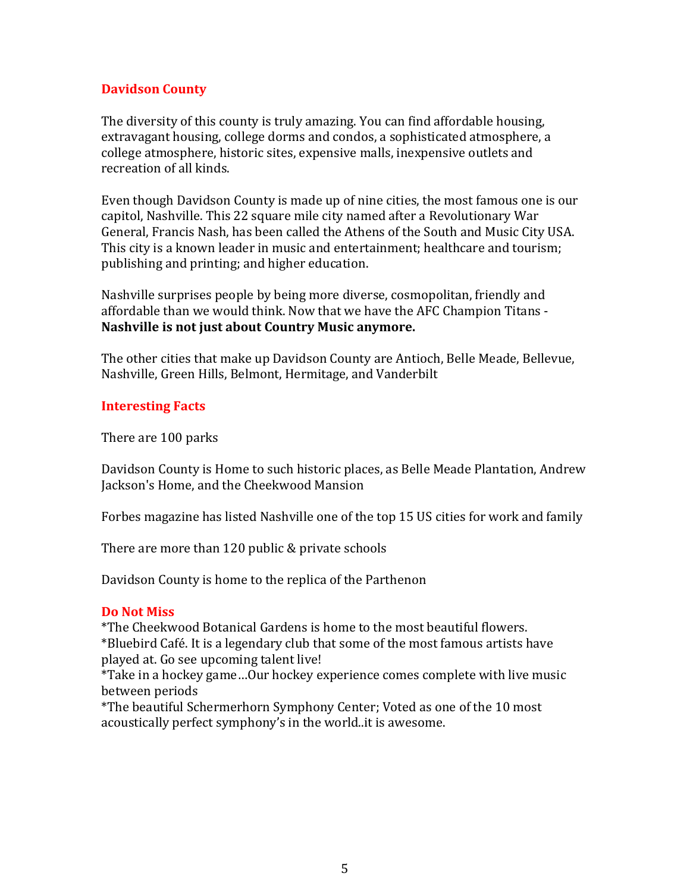## Davidson County

The diversity of this county is truly amazing. You can find affordable housing, extravagant housing, college dorms and condos, a sophisticated atmosphere, a college atmosphere, historic sites, expensive malls, inexpensive outlets and recreation of all kinds.

Even though Davidson County is made up of nine cities, the most famous one is our capitol, Nashville. This 22 square mile city named after a Revolutionary War General, Francis Nash, has been called the Athens of the South and Music City USA. This city is a known leader in music and entertainment; healthcare and tourism; publishing and printing; and higher education.

Nashville surprises people by being more diverse, cosmopolitan, friendly and affordable than we would think. Now that we have the AFC Champion Titans - **Nashville is not just about Country Music anymore.**

The other cities that make up Davidson County are Antioch, Belle Meade, Bellevue, Nashville, Green Hills, Belmont, Hermitage, and Vanderbilt

## Interesting Facts

There are 100 parks

Davidson County is Home to such historic places, as Belle Meade Plantation, Andrew Jackson's Home, and the Cheekwood Mansion

Forbes magazine has listed Nashville one of the top 15 US cities for work and family

There are more than 120 public & private schools

Davidson County is home to the replica of the Parthenon

## Do Not Miss

*The Cheekwood Botanical Gardens is home to the most beautiful flowers.
*Bluebird Café. It is a legendary club that some of the most famous artists have played at. Go see upcoming talent live!
*Take in a hockey game…Our hockey experience comes complete with live music between periods
*The beautiful Schermerhorn Symphony Center; Voted as one of the 10 most acoustically perfect symphony's in the world..it is awesome.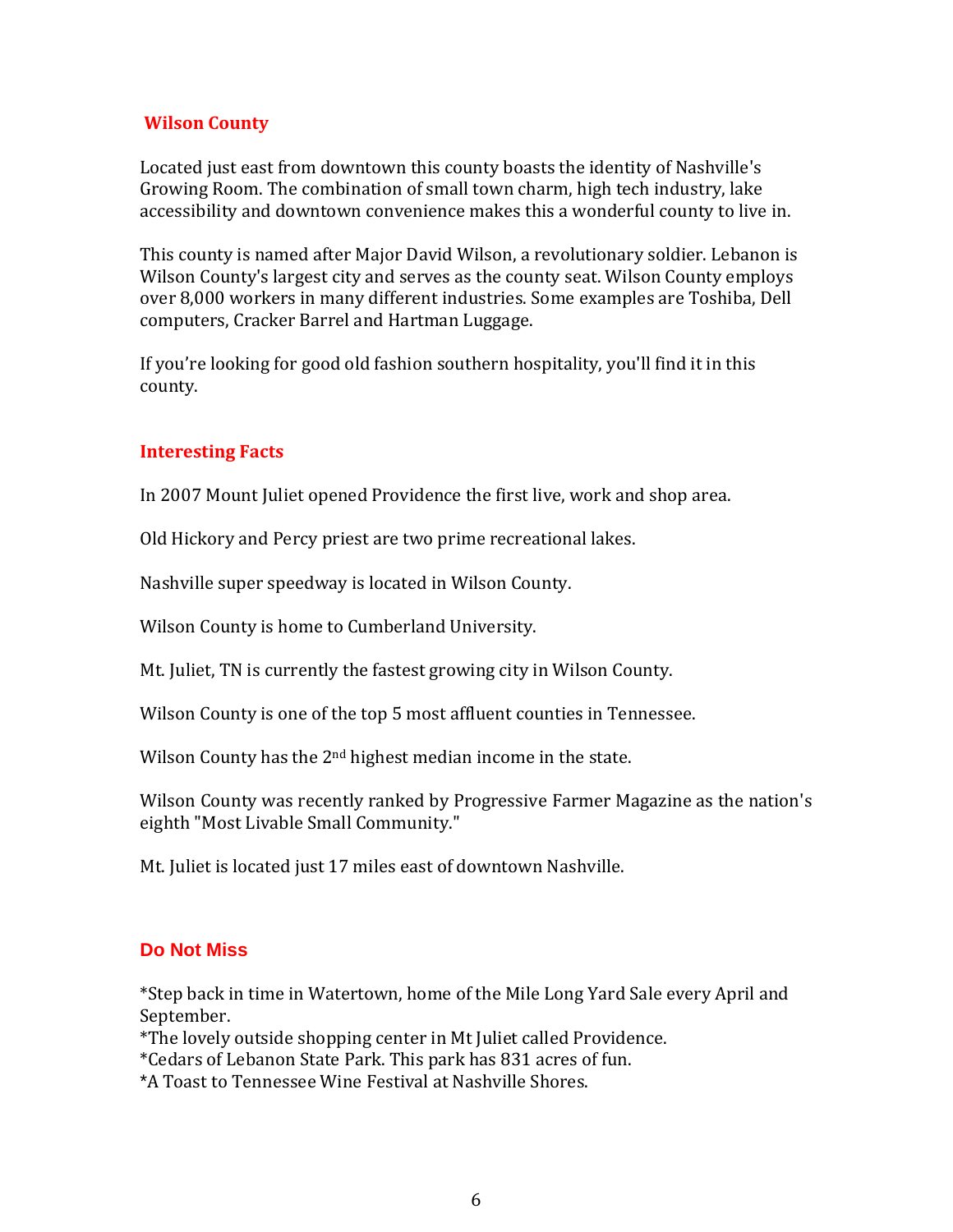## Wilson County

Located just east from downtown this county boasts the identity of Nashville's Growing Room. The combination of small town charm, high tech industry, lake accessibility and downtown convenience makes this a wonderful county to live in.

This county is named after Major David Wilson, a revolutionary soldier. Lebanon is Wilson County's largest city and serves as the county seat. Wilson County employs over 8,000 workers in many different industries. Some examples are Toshiba, Dell computers, Cracker Barrel and Hartman Luggage.

If you're looking for good old fashion southern hospitality, you'll find it in this county.

## Interesting Facts

In 2007 Mount Juliet opened Providence the first live, work and shop area.

Old Hickory and Percy priest are two prime recreational lakes.

Nashville super speedway is located in Wilson County.

Wilson County is home to Cumberland University.

Mt. Juliet, TN is currently the fastest growing city in Wilson County.

Wilson County is one of the top 5 most affluent counties in Tennessee.

Wilson County has the 2nd highest median income in the state.

Wilson County was recently ranked by Progressive Farmer Magazine as the nation's eighth "Most Livable Small Community."

Mt. Juliet is located just 17 miles east of downtown Nashville.

## Do Not Miss

*Step back in time in Watertown, home of the Mile Long Yard Sale every April and September.
*The lovely outside shopping center in Mt Juliet called Providence.
*Cedars of Lebanon State Park. This park has 831 acres of fun.
*A Toast to Tennessee Wine Festival at Nashville Shores.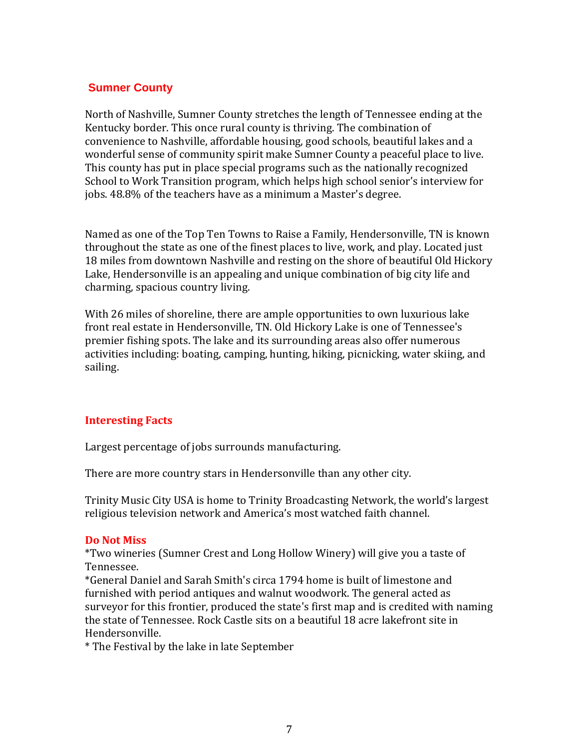## Sumner County

North of Nashville, Sumner County stretches the length of Tennessee ending at the Kentucky border. This once rural county is thriving. The combination of convenience to Nashville, affordable housing, good schools, beautiful lakes and a wonderful sense of community spirit make Sumner County a peaceful place to live. This county has put in place special programs such as the nationally recognized School to Work Transition program, which helps high school senior's interview for jobs. 48.8% of the teachers have as a minimum a Master's degree.

Named as one of the Top Ten Towns to Raise a Family, Hendersonville, TN is known throughout the state as one of the finest places to live, work, and play. Located just 18 miles from downtown Nashville and resting on the shore of beautiful Old Hickory Lake, Hendersonville is an appealing and unique combination of big city life and charming, spacious country living.

With 26 miles of shoreline, there are ample opportunities to own luxurious lake front real estate in Hendersonville, TN. Old Hickory Lake is one of Tennessee's premier fishing spots. The lake and its surrounding areas also offer numerous activities including: boating, camping, hunting, hiking, picnicking, water skiing, and sailing.

### Interesting Facts

Largest percentage of jobs surrounds manufacturing.

There are more country stars in Hendersonville than any other city.

Trinity Music City USA is home to Trinity Broadcasting Network, the world's largest religious television network and America's most watched faith channel.

### Do Not Miss

*Two wineries (Sumner Crest and Long Hollow Winery) will give you a taste of Tennessee.

*General Daniel and Sarah Smith's circa 1794 home is built of limestone and furnished with period antiques and walnut woodwork. The general acted as surveyor for this frontier, produced the state's first map and is credited with naming the state of Tennessee. Rock Castle sits on a beautiful 18 acre lakefront site in Hendersonville.

* The Festival by the lake in late September